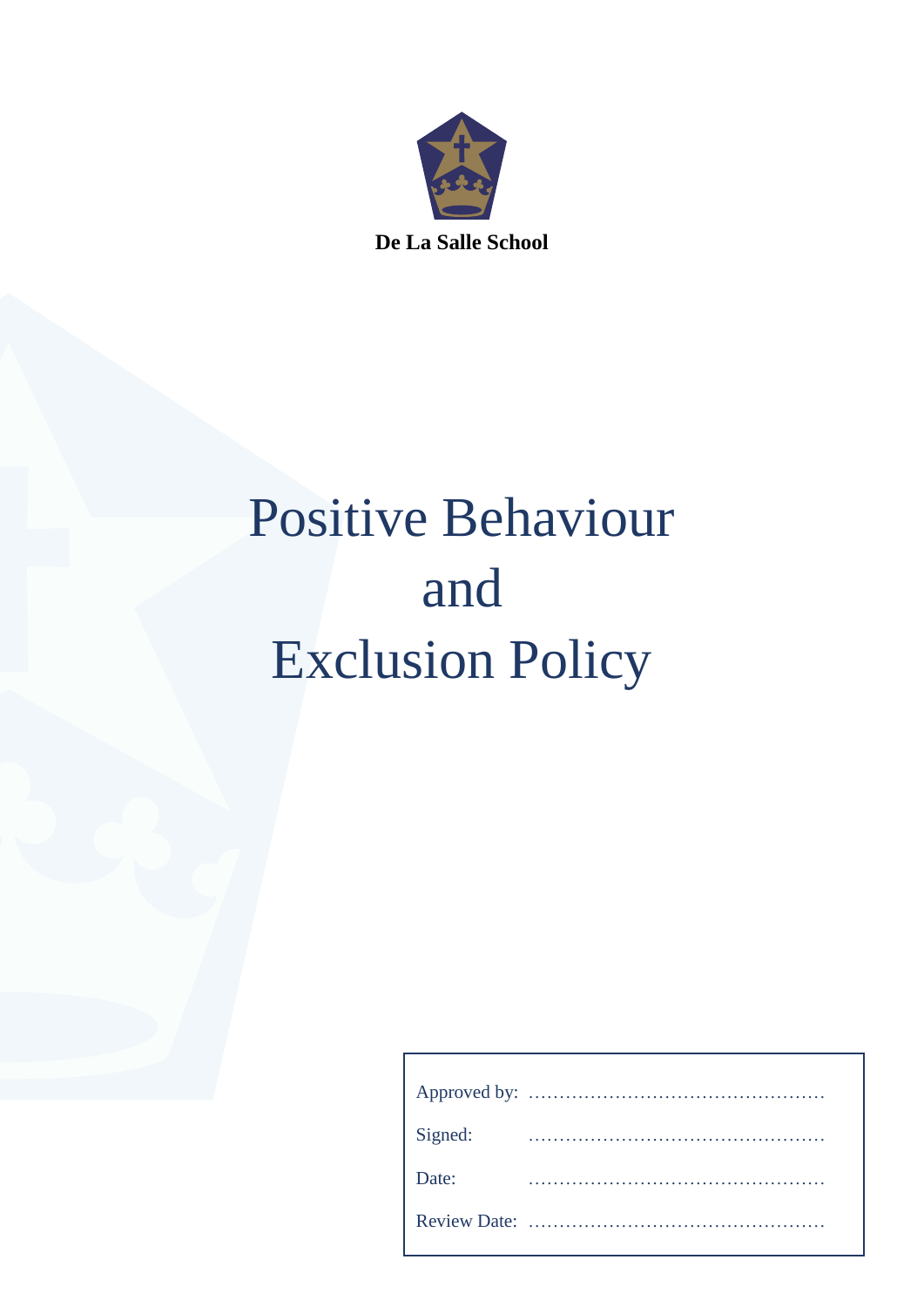**De La Salle School**

# Positive Behaviour and Exclusion Policy

Approved by: ……………………………………………

Signed: ……………………………………………

Date: ……………………………………………

Review Date: ……………………………………………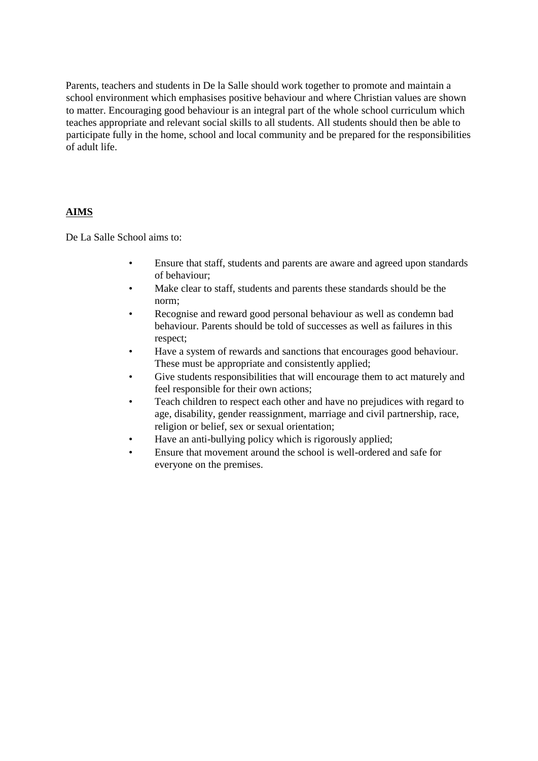Parents, teachers and students in De la Salle should work together to promote and maintain a school environment which emphasises positive behaviour and where Christian values are shown to matter. Encouraging good behaviour is an integral part of the whole school curriculum which teaches appropriate and relevant social skills to all students. All students should then be able to participate fully in the home, school and local community and be prepared for the responsibilities of adult life.

## AIMS

De La Salle School aims to:

- Ensure that staff, students and parents are aware and agreed upon standards of behaviour;
- Make clear to staff, students and parents these standards should be the norm;
- Recognise and reward good personal behaviour as well as condemn bad behaviour. Parents should be told of successes as well as failures in this respect;
- Have a system of rewards and sanctions that encourages good behaviour. These must be appropriate and consistently applied;
- Give students responsibilities that will encourage them to act maturely and feel responsible for their own actions;
- Teach children to respect each other and have no prejudices with regard to age, disability, gender reassignment, marriage and civil partnership, race, religion or belief, sex or sexual orientation;
- Have an anti-bullying policy which is rigorously applied;
- Ensure that movement around the school is well-ordered and safe for everyone on the premises.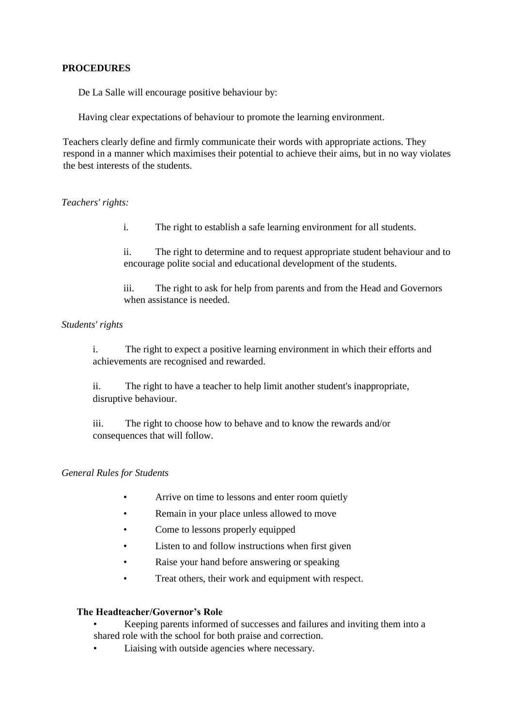**PROCEDURES**

De La Salle will encourage positive behaviour by:

Having clear expectations of behaviour to promote the learning environment.

Teachers clearly define and firmly communicate their words with appropriate actions. They respond in a manner which maximises their potential to achieve their aims, but in no way violates the best interests of the students.

*Teachers' rights:*

i. The right to establish a safe learning environment for all students.

ii. The right to determine and to request appropriate student behaviour and to encourage polite social and educational development of the students.

iii. The right to ask for help from parents and from the Head and Governors when assistance is needed.

*Students' rights*

i. The right to expect a positive learning environment in which their efforts and achievements are recognised and rewarded.

ii. The right to have a teacher to help limit another student's inappropriate, disruptive behaviour.

iii. The right to choose how to behave and to know the rewards and/or consequences that will follow.

*General Rules for Students*

- Arrive on time to lessons and enter room quietly
- Remain in your place unless allowed to move
- Come to lessons properly equipped
- Listen to and follow instructions when first given
- Raise your hand before answering or speaking
- Treat others, their work and equipment with respect.

**The Headteacher/Governor's Role**

- Keeping parents informed of successes and failures and inviting them into a shared role with the school for both praise and correction.
- Liaising with outside agencies where necessary.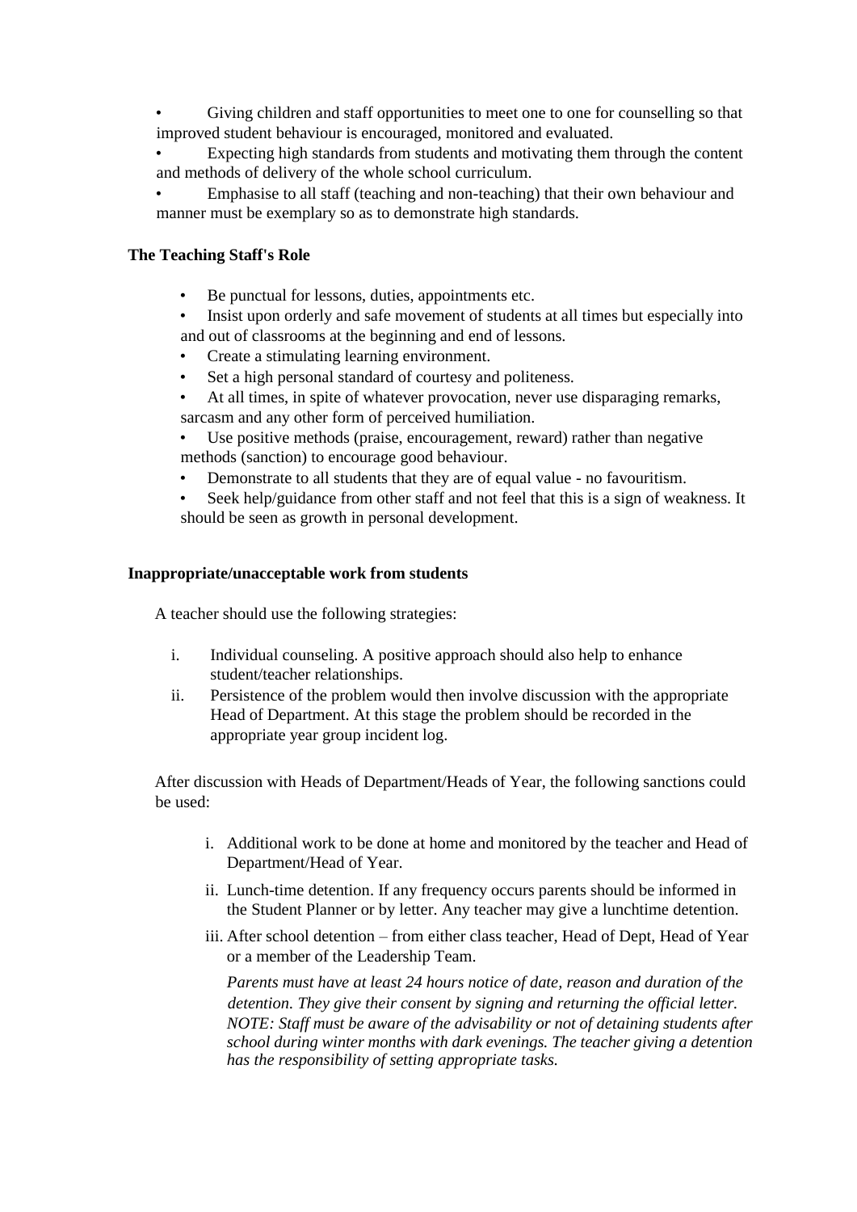- Giving children and staff opportunities to meet one to one for counselling so that improved student behaviour is encouraged, monitored and evaluated.
- Expecting high standards from students and motivating them through the content and methods of delivery of the whole school curriculum.
- Emphasise to all staff (teaching and non-teaching) that their own behaviour and manner must be exemplary so as to demonstrate high standards.

**The Teaching Staff's Role**

- Be punctual for lessons, duties, appointments etc.
- Insist upon orderly and safe movement of students at all times but especially into and out of classrooms at the beginning and end of lessons.
- Create a stimulating learning environment.
- Set a high personal standard of courtesy and politeness.
- At all times, in spite of whatever provocation, never use disparaging remarks, sarcasm and any other form of perceived humiliation.
- Use positive methods (praise, encouragement, reward) rather than negative methods (sanction) to encourage good behaviour.
- Demonstrate to all students that they are of equal value - no favouritism.
- Seek help/guidance from other staff and not feel that this is a sign of weakness. It should be seen as growth in personal development.

**Inappropriate/unacceptable work from students**

A teacher should use the following strategies:

i. Individual counseling. A positive approach should also help to enhance student/teacher relationships.
ii. Persistence of the problem would then involve discussion with the appropriate Head of Department. At this stage the problem should be recorded in the appropriate year group incident log.

After discussion with Heads of Department/Heads of Year, the following sanctions could be used:

i. Additional work to be done at home and monitored by the teacher and Head of Department/Head of Year.
ii. Lunch-time detention. If any frequency occurs parents should be informed in the Student Planner or by letter. Any teacher may give a lunchtime detention.
iii. After school detention – from either class teacher, Head of Dept, Head of Year or a member of the Leadership Team.

*Parents must have at least 24 hours notice of date, reason and duration of the detention. They give their consent by signing and returning the official letter. NOTE: Staff must be aware of the advisability or not of detaining students after school during winter months with dark evenings. The teacher giving a detention has the responsibility of setting appropriate tasks.*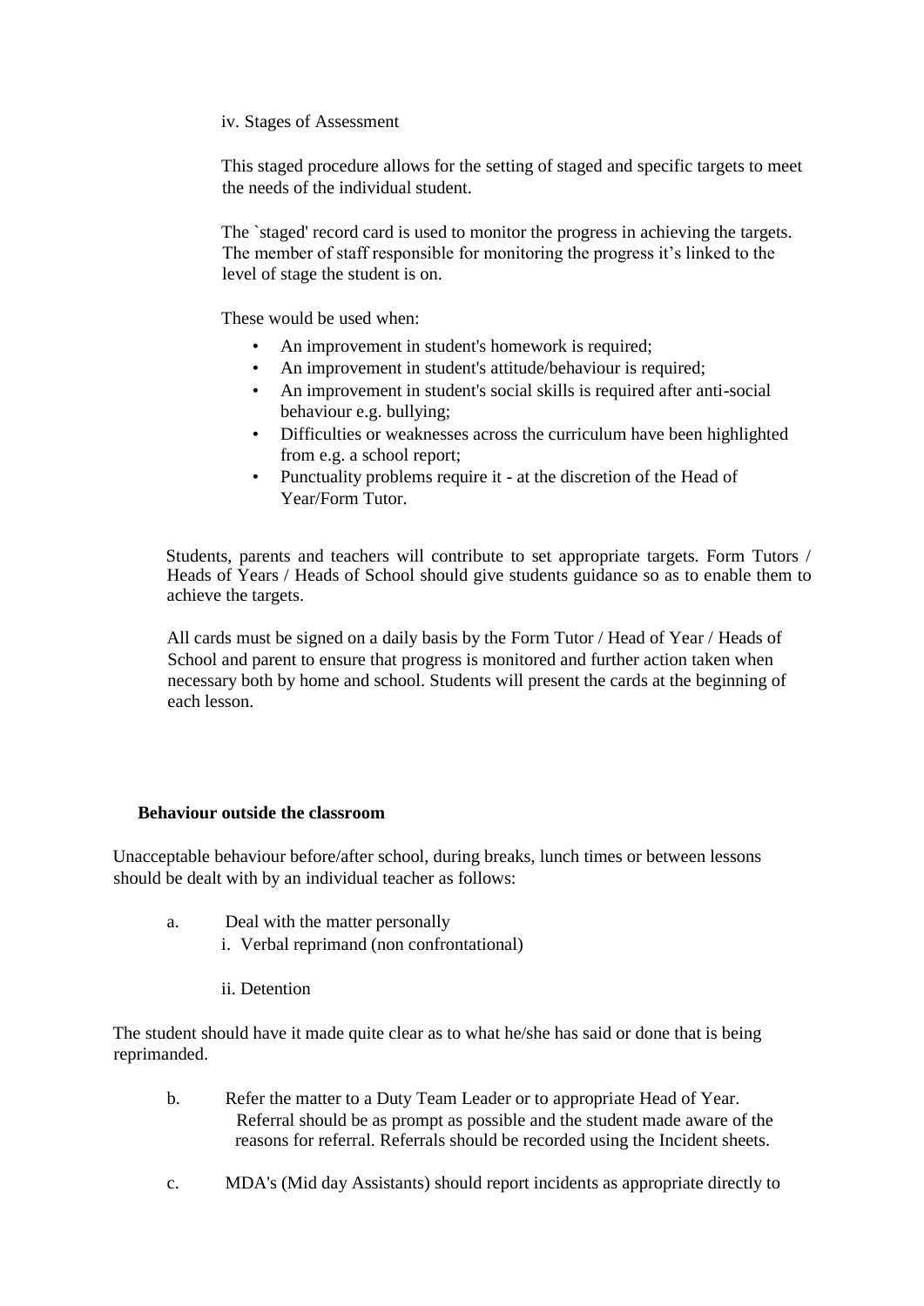iv. Stages of Assessment

This staged procedure allows for the setting of staged and specific targets to meet the needs of the individual student.

The `staged' record card is used to monitor the progress in achieving the targets. The member of staff responsible for monitoring the progress it's linked to the level of stage the student is on.

These would be used when:

- An improvement in student's homework is required;
- An improvement in student's attitude/behaviour is required;
- An improvement in student's social skills is required after anti-social behaviour e.g. bullying;
- Difficulties or weaknesses across the curriculum have been highlighted from e.g. a school report;
- Punctuality problems require it - at the discretion of the Head of Year/Form Tutor.

Students, parents and teachers will contribute to set appropriate targets. Form Tutors / Heads of Years / Heads of School should give students guidance so as to enable them to achieve the targets.

All cards must be signed on a daily basis by the Form Tutor / Head of Year / Heads of School and parent to ensure that progress is monitored and further action taken when necessary both by home and school. Students will present the cards at the beginning of each lesson.

**Behaviour outside the classroom**

Unacceptable behaviour before/after school, during breaks, lunch times or between lessons should be dealt with by an individual teacher as follows:

a. Deal with the matter personally
   i. Verbal reprimand (non confrontational)

   ii. Detention

The student should have it made quite clear as to what he/she has said or done that is being reprimanded.

b. Refer the matter to a Duty Team Leader or to appropriate Head of Year. Referral should be as prompt as possible and the student made aware of the reasons for referral. Referrals should be recorded using the Incident sheets.

c. MDA's (Mid day Assistants) should report incidents as appropriate directly to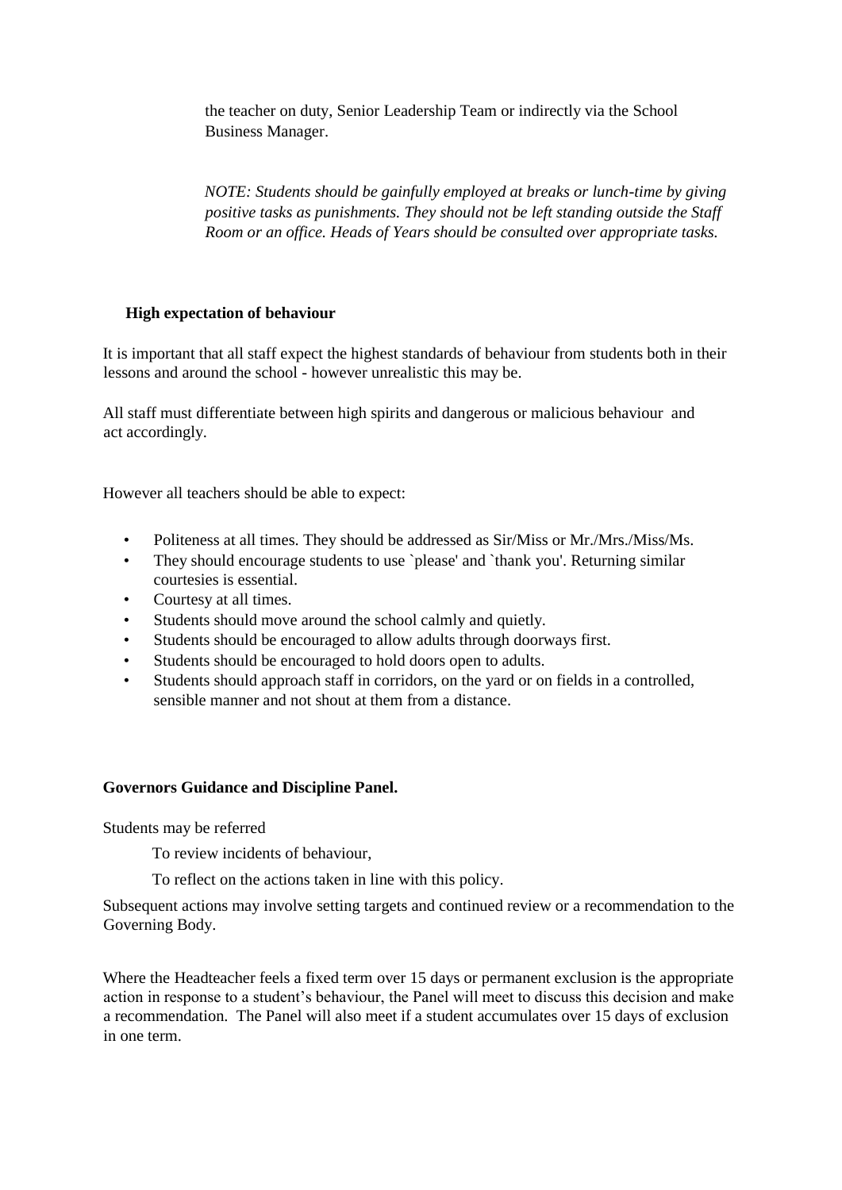the teacher on duty, Senior Leadership Team or indirectly via the School Business Manager.

*NOTE: Students should be gainfully employed at breaks or lunch-time by giving positive tasks as punishments. They should not be left standing outside the Staff Room or an office. Heads of Years should be consulted over appropriate tasks.*

**High expectation of behaviour**

It is important that all staff expect the highest standards of behaviour from students both in their lessons and around the school - however unrealistic this may be.

All staff must differentiate between high spirits and dangerous or malicious behaviour and act accordingly.

However all teachers should be able to expect:

- Politeness at all times. They should be addressed as Sir/Miss or Mr./Mrs./Miss/Ms.
- They should encourage students to use `please' and `thank you'. Returning similar courtesies is essential.
- Courtesy at all times.
- Students should move around the school calmly and quietly.
- Students should be encouraged to allow adults through doorways first.
- Students should be encouraged to hold doors open to adults.
- Students should approach staff in corridors, on the yard or on fields in a controlled, sensible manner and not shout at them from a distance.

**Governors Guidance and Discipline Panel.**

Students may be referred

To review incidents of behaviour,

To reflect on the actions taken in line with this policy.

Subsequent actions may involve setting targets and continued review or a recommendation to the Governing Body.

Where the Headteacher feels a fixed term over 15 days or permanent exclusion is the appropriate action in response to a student's behaviour, the Panel will meet to discuss this decision and make a recommendation. The Panel will also meet if a student accumulates over 15 days of exclusion in one term.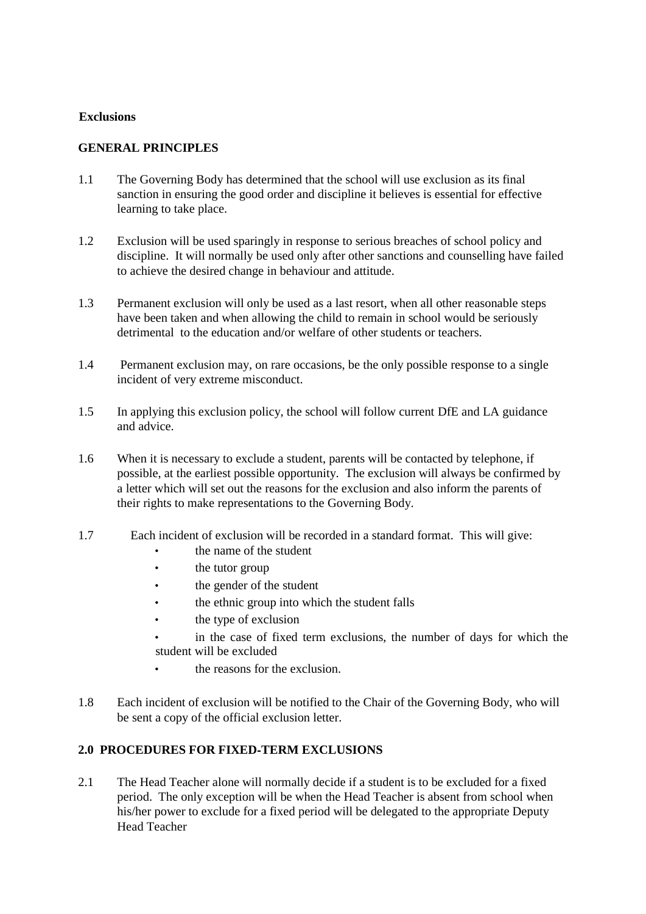**Exclusions**

**GENERAL PRINCIPLES**

1.1 The Governing Body has determined that the school will use exclusion as its final sanction in ensuring the good order and discipline it believes is essential for effective learning to take place.

1.2 Exclusion will be used sparingly in response to serious breaches of school policy and discipline. It will normally be used only after other sanctions and counselling have failed to achieve the desired change in behaviour and attitude.

1.3 Permanent exclusion will only be used as a last resort, when all other reasonable steps have been taken and when allowing the child to remain in school would be seriously detrimental to the education and/or welfare of other students or teachers.

1.4 Permanent exclusion may, on rare occasions, be the only possible response to a single incident of very extreme misconduct.

1.5 In applying this exclusion policy, the school will follow current DfE and LA guidance and advice.

1.6 When it is necessary to exclude a student, parents will be contacted by telephone, if possible, at the earliest possible opportunity. The exclusion will always be confirmed by a letter which will set out the reasons for the exclusion and also inform the parents of their rights to make representations to the Governing Body.

1.7 Each incident of exclusion will be recorded in a standard format. This will give:

- the name of the student
- the tutor group
- the gender of the student
- the ethnic group into which the student falls
- the type of exclusion
- in the case of fixed term exclusions, the number of days for which the student will be excluded
- the reasons for the exclusion.

1.8 Each incident of exclusion will be notified to the Chair of the Governing Body, who will be sent a copy of the official exclusion letter.

**2.0 PROCEDURES FOR FIXED-TERM EXCLUSIONS**

2.1 The Head Teacher alone will normally decide if a student is to be excluded for a fixed period. The only exception will be when the Head Teacher is absent from school when his/her power to exclude for a fixed period will be delegated to the appropriate Deputy Head Teacher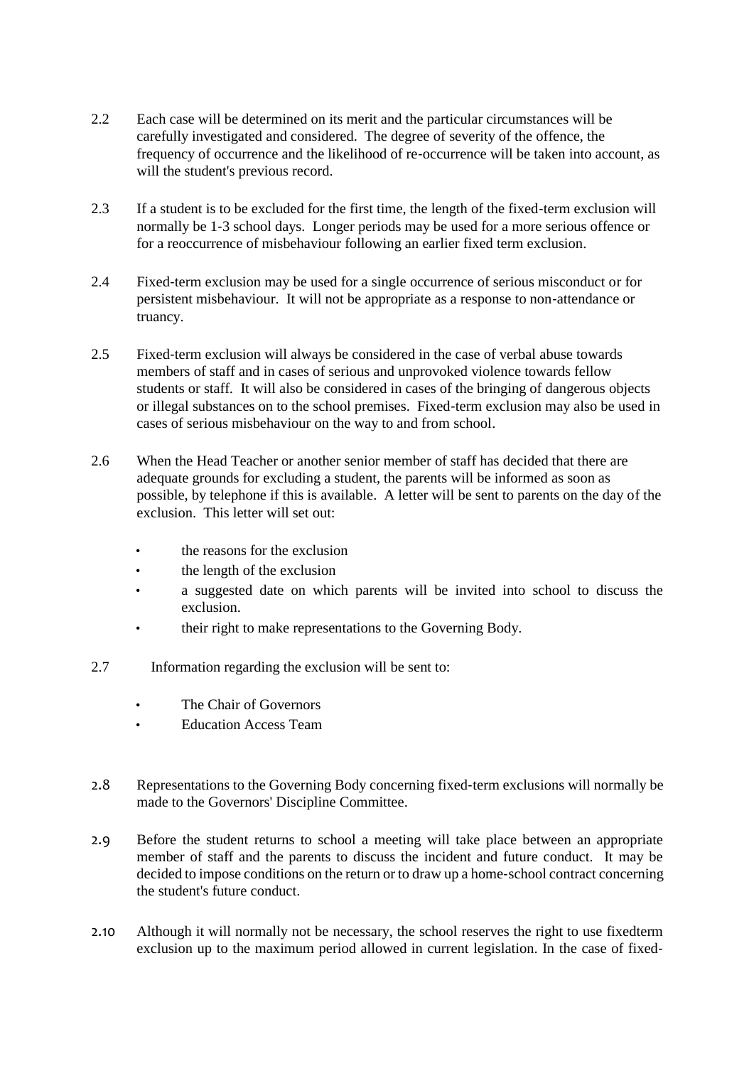2.2 Each case will be determined on its merit and the particular circumstances will be carefully investigated and considered. The degree of severity of the offence, the frequency of occurrence and the likelihood of re-occurrence will be taken into account, as will the student's previous record.

2.3 If a student is to be excluded for the first time, the length of the fixed-term exclusion will normally be 1-3 school days. Longer periods may be used for a more serious offence or for a reoccurrence of misbehaviour following an earlier fixed term exclusion.

2.4 Fixed-term exclusion may be used for a single occurrence of serious misconduct or for persistent misbehaviour. It will not be appropriate as a response to non-attendance or truancy.

2.5 Fixed-term exclusion will always be considered in the case of verbal abuse towards members of staff and in cases of serious and unprovoked violence towards fellow students or staff. It will also be considered in cases of the bringing of dangerous objects or illegal substances on to the school premises. Fixed-term exclusion may also be used in cases of serious misbehaviour on the way to and from school.

2.6 When the Head Teacher or another senior member of staff has decided that there are adequate grounds for excluding a student, the parents will be informed as soon as possible, by telephone if this is available. A letter will be sent to parents on the day of the exclusion. This letter will set out:

- the reasons for the exclusion
- the length of the exclusion
- a suggested date on which parents will be invited into school to discuss the exclusion.
- their right to make representations to the Governing Body.

2.7 Information regarding the exclusion will be sent to:

- The Chair of Governors
- Education Access Team

2.8 Representations to the Governing Body concerning fixed-term exclusions will normally be made to the Governors' Discipline Committee.

2.9 Before the student returns to school a meeting will take place between an appropriate member of staff and the parents to discuss the incident and future conduct. It may be decided to impose conditions on the return or to draw up a home-school contract concerning the student's future conduct.

2.10 Although it will normally not be necessary, the school reserves the right to use fixedterm exclusion up to the maximum period allowed in current legislation. In the case of fixed-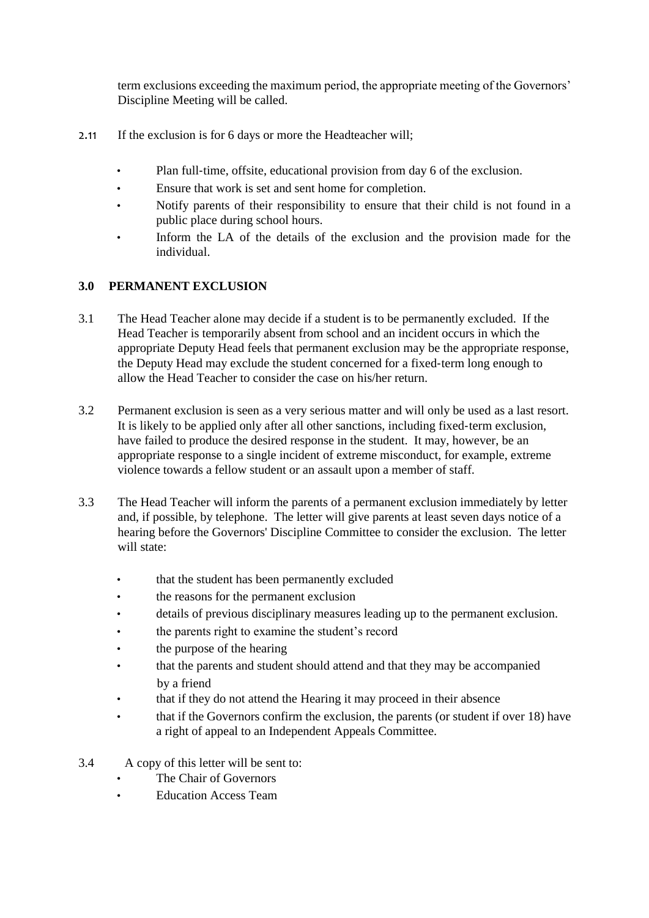term exclusions exceeding the maximum period, the appropriate meeting of the Governors' Discipline Meeting will be called.

2.11 If the exclusion is for 6 days or more the Headteacher will;

- Plan full-time, offsite, educational provision from day 6 of the exclusion.
- Ensure that work is set and sent home for completion.
- Notify parents of their responsibility to ensure that their child is not found in a public place during school hours.
- Inform the LA of the details of the exclusion and the provision made for the individual.

## 3.0 PERMANENT EXCLUSION

3.1 The Head Teacher alone may decide if a student is to be permanently excluded. If the Head Teacher is temporarily absent from school and an incident occurs in which the appropriate Deputy Head feels that permanent exclusion may be the appropriate response, the Deputy Head may exclude the student concerned for a fixed-term long enough to allow the Head Teacher to consider the case on his/her return.

3.2 Permanent exclusion is seen as a very serious matter and will only be used as a last resort. It is likely to be applied only after all other sanctions, including fixed-term exclusion, have failed to produce the desired response in the student. It may, however, be an appropriate response to a single incident of extreme misconduct, for example, extreme violence towards a fellow student or an assault upon a member of staff.

3.3 The Head Teacher will inform the parents of a permanent exclusion immediately by letter and, if possible, by telephone. The letter will give parents at least seven days notice of a hearing before the Governors' Discipline Committee to consider the exclusion. The letter will state:

- that the student has been permanently excluded
- the reasons for the permanent exclusion
- details of previous disciplinary measures leading up to the permanent exclusion.
- the parents right to examine the student's record
- the purpose of the hearing
- that the parents and student should attend and that they may be accompanied by a friend
- that if they do not attend the Hearing it may proceed in their absence
- that if the Governors confirm the exclusion, the parents (or student if over 18) have a right of appeal to an Independent Appeals Committee.

3.4 A copy of this letter will be sent to:

- The Chair of Governors
- Education Access Team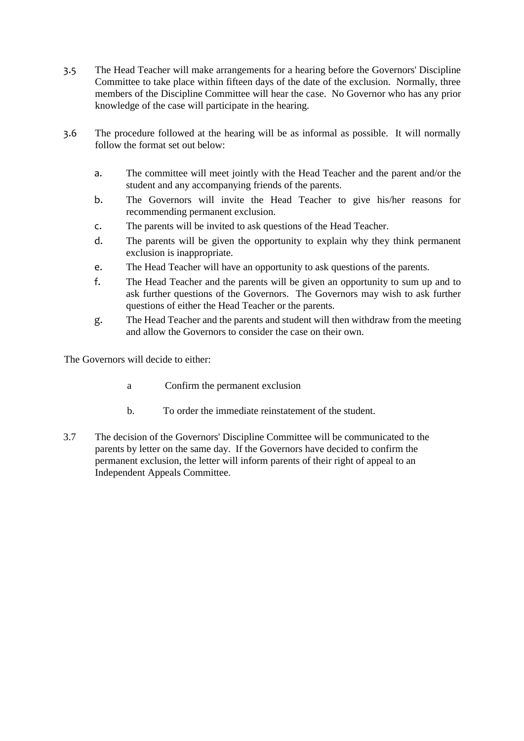3.5 The Head Teacher will make arrangements for a hearing before the Governors' Discipline Committee to take place within fifteen days of the date of the exclusion. Normally, three members of the Discipline Committee will hear the case. No Governor who has any prior knowledge of the case will participate in the hearing.

3.6 The procedure followed at the hearing will be as informal as possible. It will normally follow the format set out below:

a. The committee will meet jointly with the Head Teacher and the parent and/or the student and any accompanying friends of the parents.

b. The Governors will invite the Head Teacher to give his/her reasons for recommending permanent exclusion.

c. The parents will be invited to ask questions of the Head Teacher.

d. The parents will be given the opportunity to explain why they think permanent exclusion is inappropriate.

e. The Head Teacher will have an opportunity to ask questions of the parents.

f. The Head Teacher and the parents will be given an opportunity to sum up and to ask further questions of the Governors. The Governors may wish to ask further questions of either the Head Teacher or the parents.

g. The Head Teacher and the parents and student will then withdraw from the meeting and allow the Governors to consider the case on their own.

The Governors will decide to either:

a Confirm the permanent exclusion

b. To order the immediate reinstatement of the student.

3.7 The decision of the Governors' Discipline Committee will be communicated to the parents by letter on the same day. If the Governors have decided to confirm the permanent exclusion, the letter will inform parents of their right of appeal to an Independent Appeals Committee.